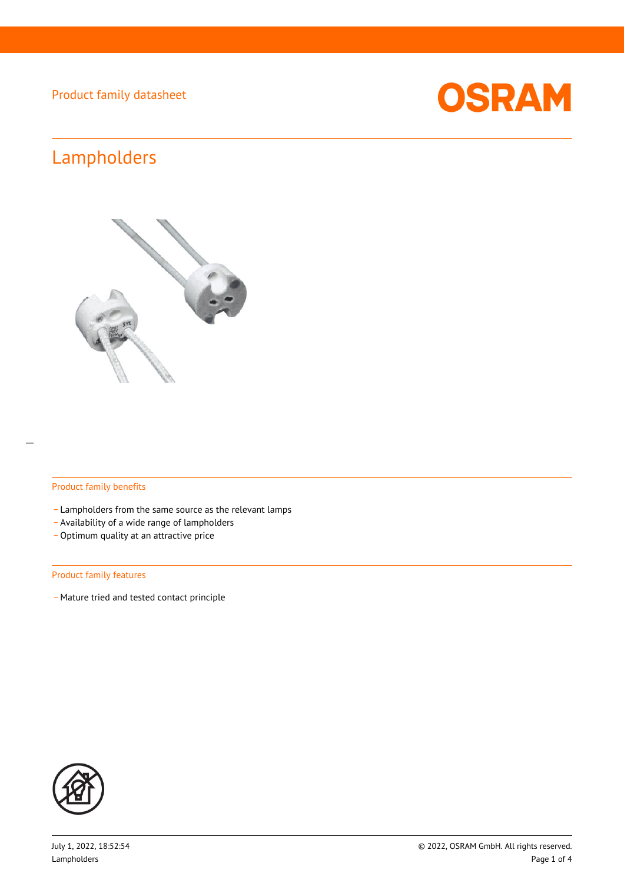Product family datasheet

# Lampholders

## Product family benefits

- Lampholders from the same source as the relevant lamps
- Availability of a wide range of lampholders
- Optimum quality at an attractive price

## Product family features

- Mature tried and tested contact principle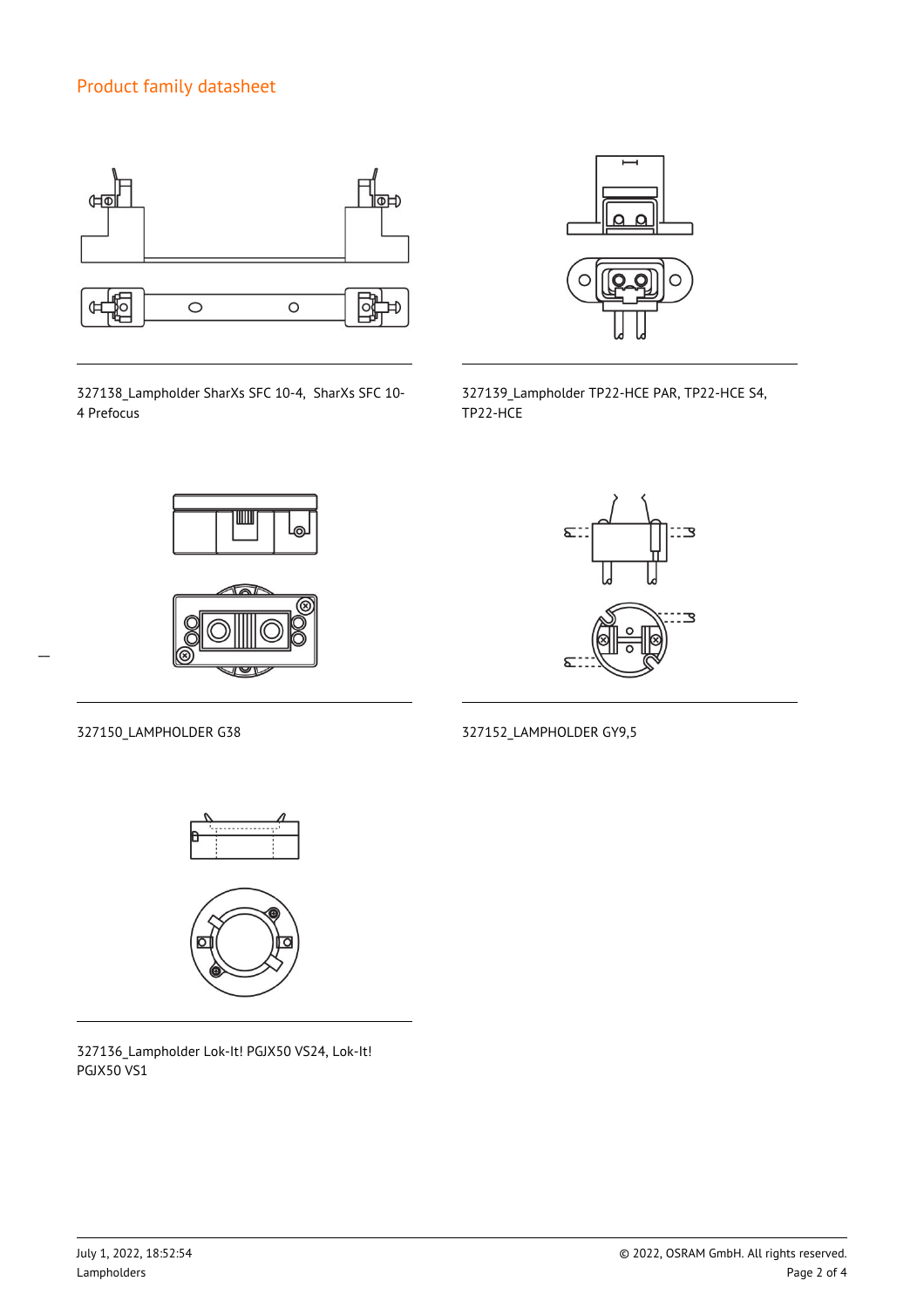327138_Lampholder SharXs SFC 10-4, SharXs SFC 10-4 Prefocus

327139_Lampholder TP22-HCE PAR, TP22-HCE S4, TP22-HCE

327150_LAMPHOLDER G38

327152_LAMPHOLDER GY9,5

327136_Lampholder Lok-It! PGJX50 VS24, Lok-It! PGJX50 VS1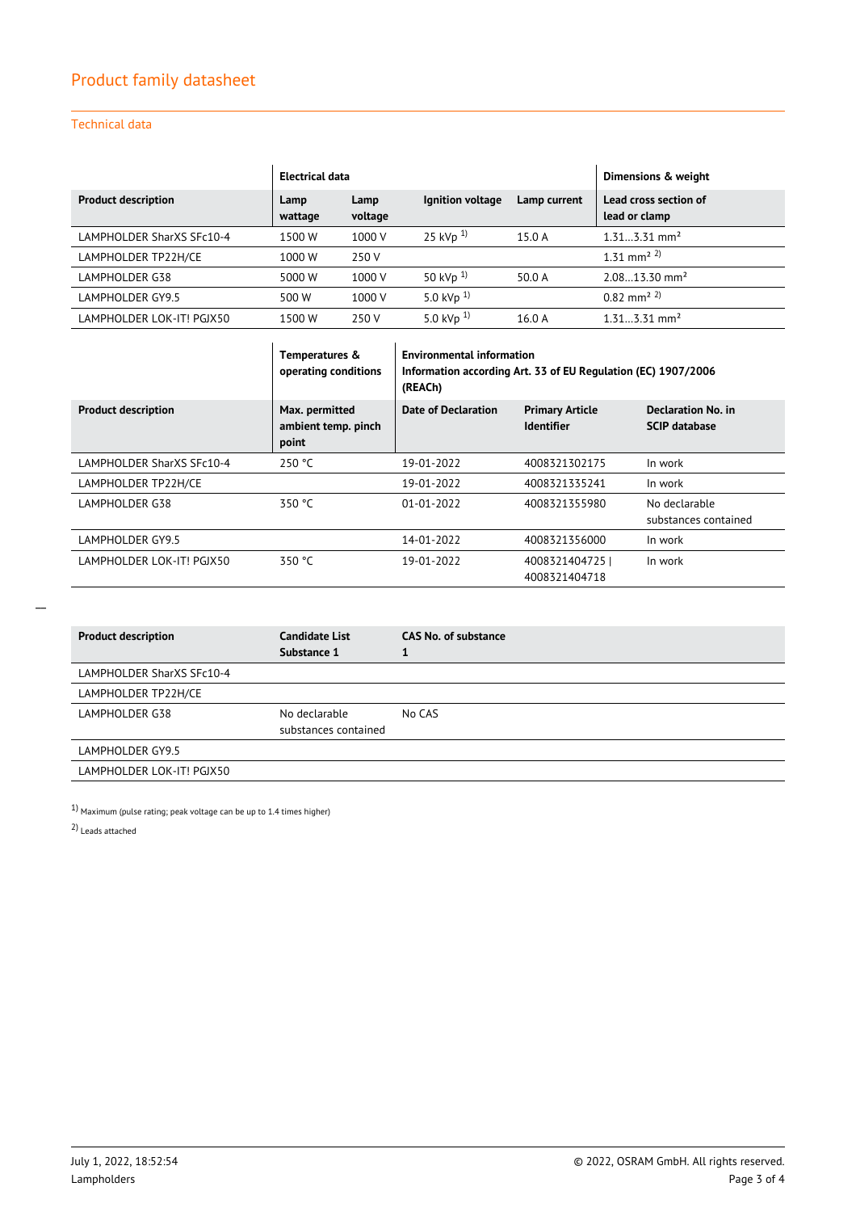## Product family datasheet

### Technical data

| | Electrical data | | | | Dimensions & weight |
|---|---|---|---|---|---|
| **Product description** | **Lamp wattage** | **Lamp voltage** | **Ignition voltage** | **Lamp current** | **Lead cross section of lead or clamp** |
| LAMPHOLDER SharXS SFc10-4 | 1500 W | 1000 V | 25 kVp [1] | 15.0 A | 1.31…3.31 $mm^2$ |
| LAMPHOLDER TP22H/CE | 1000 W | 250 V | | | 1.31 $mm^2$ [2] |
| LAMPHOLDER G38 | 5000 W | 1000 V | 50 kVp [1] | 50.0 A | 2.08…13.30 $mm^2$ |
| LAMPHOLDER GY9.5 | 500 W | 1000 V | 5.0 kVp [1] | | 0.82 $mm^2$ [2] |
| LAMPHOLDER LOK-IT! PGJX50 | 1500 W | 250 V | 5.0 kVp [1] | 16.0 A | 1.31…3.31 $mm^2$ |

| | Temperatures & operating conditions | Environmental information Information according Art. 33 of EU Regulation (EC) 1907/2006 (REACh) | | |
|---|---|---|---|---|
| **Product description** | **Max. permitted ambient temp. pinch point** | **Date of Declaration** | **Primary Article Identifier** | **Declaration No. in SCIP database** |
| LAMPHOLDER SharXS SFc10-4 | 250 °C | 19-01-2022 | 4008321302175 | In work |
| LAMPHOLDER TP22H/CE | | 19-01-2022 | 4008321335241 | In work |
| LAMPHOLDER G38 | 350 °C | 01-01-2022 | 4008321355980 | No declarable substances contained |
| LAMPHOLDER GY9.5 | | 14-01-2022 | 4008321356000 | In work |
| LAMPHOLDER LOK-IT! PGJX50 | 350 °C | 19-01-2022 | 4008321404725 \| 4008321404718 | In work |

| **Product description** | **Candidate List Substance 1** | **CAS No. of substance 1** |
|---|---|---|
| LAMPHOLDER SharXS SFc10-4 | | |
| LAMPHOLDER TP22H/CE | | |
| LAMPHOLDER G38 | No declarable substances contained | No CAS |
| LAMPHOLDER GY9.5 | | |
| LAMPHOLDER LOK-IT! PGJX50 | | |

[1] Maximum (pulse rating; peak voltage can be up to 1.4 times higher)

[2] Leads attached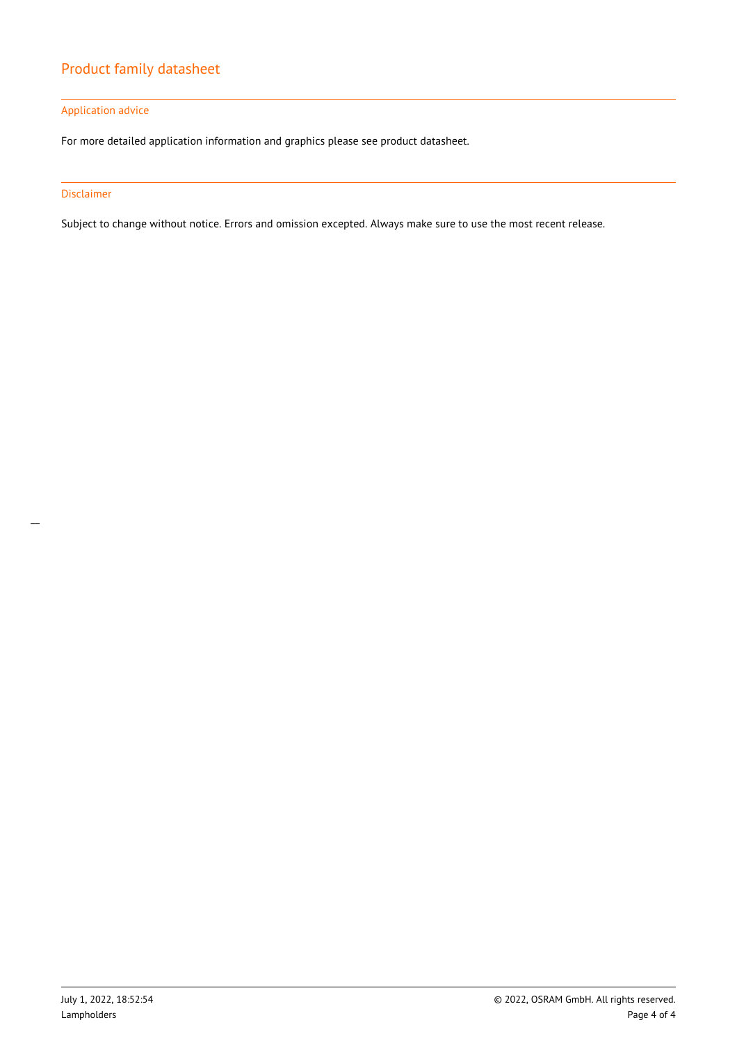## Application advice

For more detailed application information and graphics please see product datasheet.

## Disclaimer

Subject to change without notice. Errors and omission excepted. Always make sure to use the most recent release.